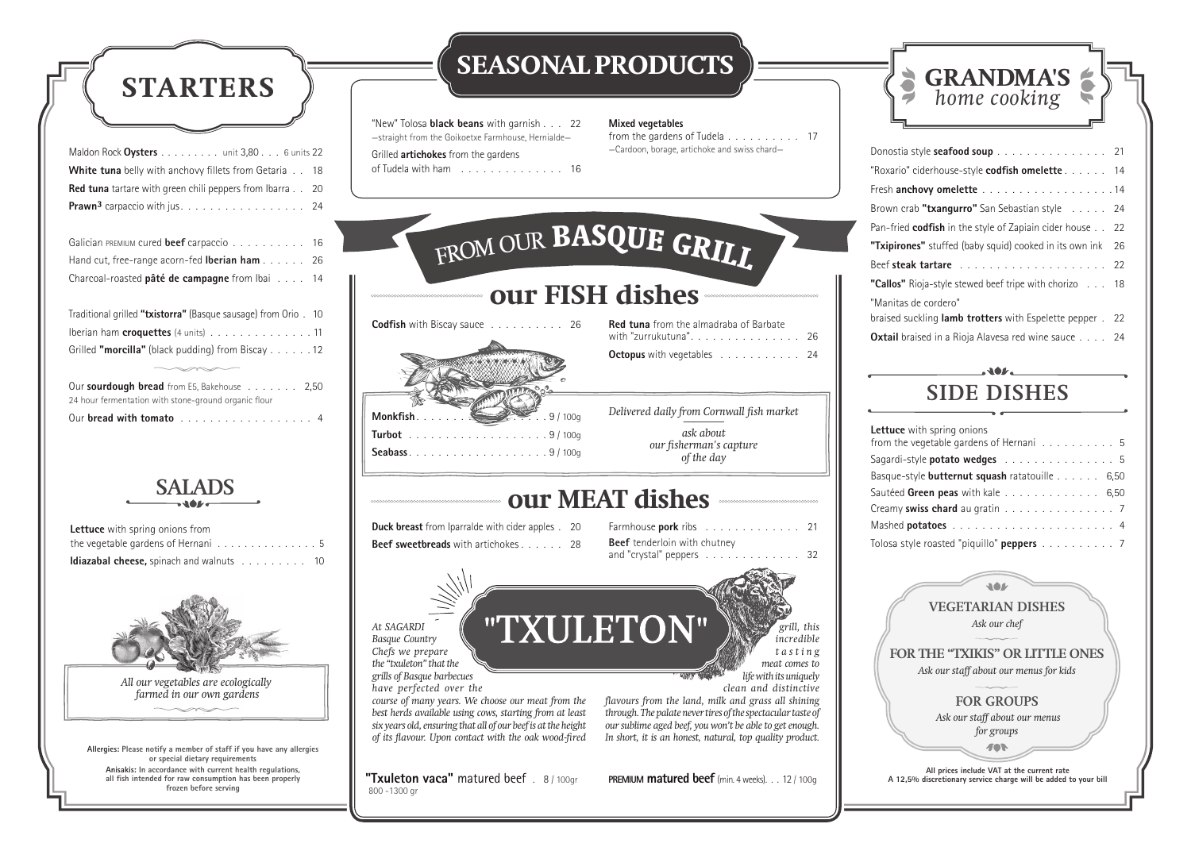# STARTERS

Maldon Rock **Oysters** . . . . . . . . . unit 3,80 . . . 6 units 22
**White tuna** belly with anchovy fillets from Getaria . . 18
**Red tuna** tartare with green chili peppers from Ibarra . . 20
**Prawn**³ carpaccio with jus. . . . . . . . . . . . . . . . . 24

Galician PREMIUM cured **beef** carpaccio . . . . . . . . . . 16
Hand cut, free-range acorn-fed **Iberian ham** . . . . . . 26
Charcoal-roasted **pâté de campagne** from Ibai . . . . 14

Traditional grilled **"txistorra"** (Basque sausage) from Orio . 10
Iberian ham **croquettes** (4 units) . . . . . . . . . . . . . . 11
Grilled **"morcilla"** (black pudding) from Biscay . . . . . . 12

Our **sourdough bread** from E5, Bakehouse . . . . . . . 2,50
24 hour fermentation with stone-ground organic flour
Our **bread with tomato** . . . . . . . . . . . . . . . . . . 4

## SALADS

**Lettuce** with spring onions from the vegetable gardens of Hernani . . . . . . . . . . . . . . 5
**Idiazabal cheese,** spinach and walnuts . . . . . . . . . 10

*All our vegetables are ecologically farmed in our own gardens*

**Allergies:** Please notify a member of staff if you have any allergies or special dietary requirements
**Anisakis:** In accordance with current health regulations, all fish intended for raw consumption has been properly frozen before serving

# SEASONAL PRODUCTS

"New" Tolosa **black beans** with garnish . . . 22
—straight from the Goikoetxe Farmhouse, Hernialde—
Grilled **artichokes** from the gardens of Tudela with ham . . . . . . . . . . . . . . 16

**Mixed vegetables**
from the gardens of Tudela . . . . . . . . . . 17
—Cardoon, borage, artichoke and swiss chard—

# FROM OUR BASQUE GRILL

## our FISH dishes

**Codfish** with Biscay sauce . . . . . . . . . . 26
**Red tuna** from the almadraba of Barbate with "zurrukutuna". . . . . . . . . . . . . . . 26
**Octopus** with vegetables . . . . . . . . . . . 24

**Monkfish**. . . . . . . . . . . . . . . . . . . 9 / 100g
**Turbot** . . . . . . . . . . . . . . . . . . . 9 / 100g
**Seabass**. . . . . . . . . . . . . . . . . . . 9 / 100g

*Delivered daily from Cornwall fish market*

*ask about our fisherman's capture of the day*

## our MEAT dishes

**Duck breast** from Iparralde with cider apples . 20
**Beef sweetbreads** with artichokes . . . . . . 28
Farmhouse **pork** ribs . . . . . . . . . . . . . 21
**Beef** tenderloin with chutney and "crystal" peppers . . . . . . . . . . . . . 32

## "TXULETON"

*At SAGARDI Basque Country Chefs we prepare the "txuleton" that the grills of Basque barbecues have perfected over the course of many years. We choose our meat from the best herds available using cows, starting from at least six years old, ensuring that all of our beef is at the height of its flavour. Upon contact with the oak wood-fired grill, this incredible tasting meat comes to life with its uniquely clean and distinctive flavours from the land, milk and grass all shining through. The palate never tires of the spectacular taste of our sublime aged beef, you won't be able to get enough. In short, it is an honest, natural, top quality product.*

**"Txuleton vaca"** matured beef . 8 / 100gr
800 -1300 gr

**PREMIUM matured beef** (min. 4 weeks). . . 12 / 100g

# GRANDMA'S *home cooking*

Donostia style **seafood soup** . . . . . . . . . . . . . . . 21
"Roxario" ciderhouse-style **codfish omelette** . . . . . . 14
Fresh **anchovy omelette** . . . . . . . . . . . . . . . . . .14
Brown crab **"txangurro"** San Sebastian style . . . . . 24
Pan-fried **codfish** in the style of Zapiain cider house . . 22
**"Txipirones"** stuffed (baby squid) cooked in its own ink 26
Beef **steak tartare** . . . . . . . . . . . . . . . . . . . . 22
**"Callos"** Rioja-style stewed beef tripe with chorizo . . . 18
"Manitas de cordero"
braised suckling **lamb trotters** with Espelette pepper . 22
**Oxtail** braised in a Rioja Alavesa red wine sauce . . . . 24

## SIDE DISHES

**Lettuce** with spring onions from the vegetable gardens of Hernani . . . . . . . . . . 5
Sagardi-style **potato wedges** . . . . . . . . . . . . . . . 5
Basque-style **butternut squash** ratatouille . . . . . . 6,50
Sautéed **Green peas** with kale . . . . . . . . . . . . . 6,50
Creamy **swiss chard** au gratin . . . . . . . . . . . . . . . 7
Mashed **potatoes** . . . . . . . . . . . . . . . . . . . . . . 4
Tolosa style roasted "piquillo" **peppers** . . . . . . . . . . 7

### VEGETARIAN DISHES
*Ask our chef*

### FOR THE "TXIKIS" OR LITTLE ONES
*Ask our staff about our menus for kids*

### FOR GROUPS
*Ask our staff about our menus for groups*

**All prices include VAT at the current rate**
**A 12,5% discretionary service charge will be added to your bill**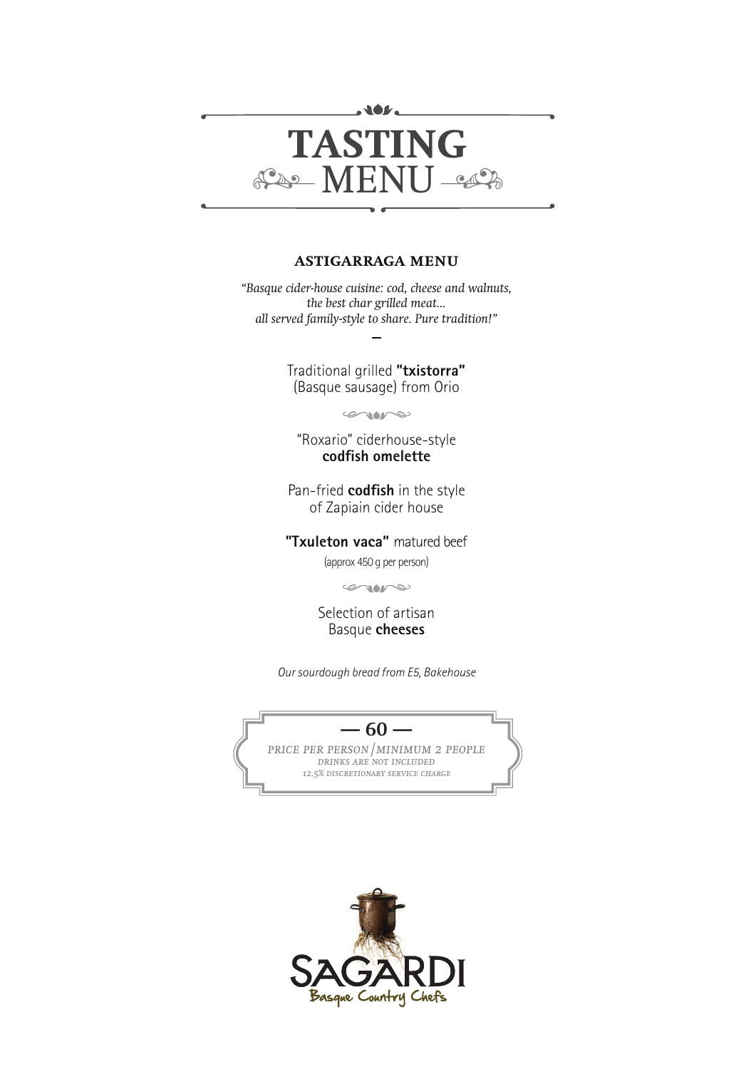# TASTING MENU

## ASTIGARRAGA MENU

*"Basque cider-house cuisine: cod, cheese and walnuts, the best char grilled meat... all served family-style to share. Pure tradition!"*

Traditional grilled **"txistorra"** (Basque sausage) from Orio

"Roxario" ciderhouse-style **codfish omelette**

Pan-fried **codfish** in the style of Zapiain cider house

**"Txuleton vaca"** matured beef
(approx 450 g per person)

Selection of artisan Basque **cheeses**

*Our sourdough bread from E5, Bakehouse*

**— 60 —**

*PRICE PER PERSON / MINIMUM 2 PEOPLE*
*DRINKS ARE NOT INCLUDED*
*12.5% DISCRETIONARY SERVICE CHARGE*

SAGARDI
Basque Country Chefs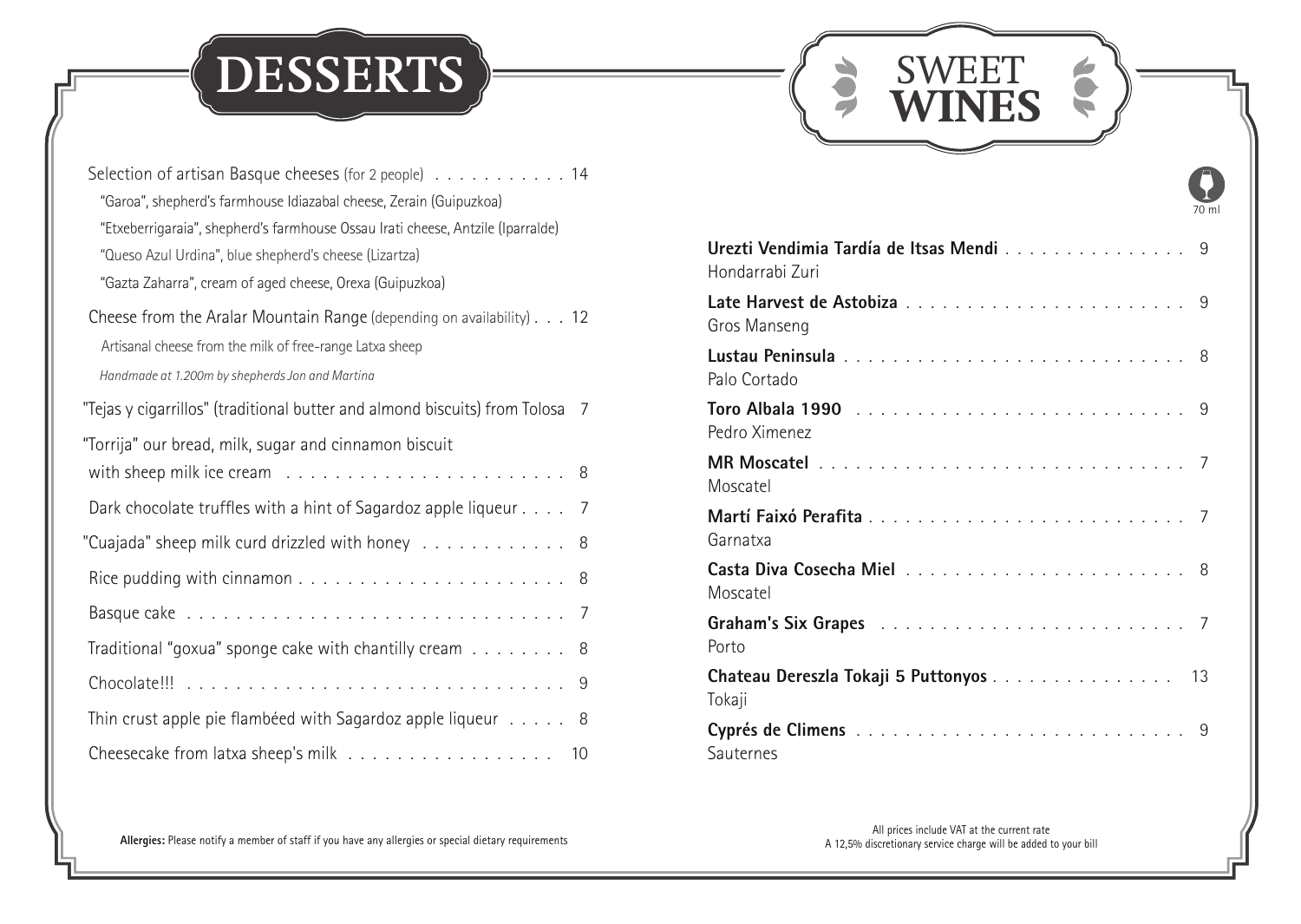# DESSERTS

Selection of artisan Basque cheeses (for 2 people) . . . . . . . . . . . 14

"Garoa", shepherd's farmhouse Idiazabal cheese, Zerain (Guipuzkoa)

"Etxeberrigaraia", shepherd's farmhouse Ossau Irati cheese, Antzile (Iparralde)

"Queso Azul Urdina", blue shepherd's cheese (Lizartza)

"Gazta Zaharra", cream of aged cheese, Orexa (Guipuzkoa)

Cheese from the Aralar Mountain Range (depending on availability) . . . 12

Artisanal cheese from the milk of free-range Latxa sheep

*Handmade at 1.200m by shepherds Jon and Martina*

"Tejas y cigarrillos" (traditional butter and almond biscuits) from Tolosa 7

"Torrija" our bread, milk, sugar and cinnamon biscuit with sheep milk ice cream . . . . . . . . . . . . . . . . . . . . . . . 8

Dark chocolate truffles with a hint of Sagardoz apple liqueur . . . . 7

"Cuajada" sheep milk curd drizzled with honey . . . . . . . . . . . . 8

Rice pudding with cinnamon . . . . . . . . . . . . . . . . . . . . . . 8

Basque cake . . . . . . . . . . . . . . . . . . . . . . . . . . . . . . 7

Traditional "goxua" sponge cake with chantilly cream . . . . . . . . 8

Chocolate!!! . . . . . . . . . . . . . . . . . . . . . . . . . . . . . . 9

Thin crust apple pie flambéed with Sagardoz apple liqueur . . . . . 8

Cheesecake from latxa sheep's milk . . . . . . . . . . . . . . . . . 10

# SWEET WINES

70 ml

**Urezti Vendimia Tardía de Itsas Mendi** . . . . . . . . . . . . . . . 9
Hondarrabi Zuri

**Late Harvest de Astobiza** . . . . . . . . . . . . . . . . . . . . . . . 9
Gros Manseng

**Lustau Peninsula** . . . . . . . . . . . . . . . . . . . . . . . . . . . 8
Palo Cortado

**Toro Albala 1990** . . . . . . . . . . . . . . . . . . . . . . . . . . . 9
Pedro Ximenez

**MR Moscatel** . . . . . . . . . . . . . . . . . . . . . . . . . . . . . 7
Moscatel

**Martí Faixó Perafita** . . . . . . . . . . . . . . . . . . . . . . . . . 7
Garnatxa

**Casta Diva Cosecha Miel** . . . . . . . . . . . . . . . . . . . . . . 8
Moscatel

**Graham's Six Grapes** . . . . . . . . . . . . . . . . . . . . . . . . 7
Porto

**Chateau Dereszla Tokaji 5 Puttonyos** . . . . . . . . . . . . . . . 13
Tokaji

**Cyprés de Climens** . . . . . . . . . . . . . . . . . . . . . . . . . . 9
Sauternes

**Allergies:** Please notify a member of staff if you have any allergies or special dietary requirements

All prices include VAT at the current rate
A 12,5% discretionary service charge will be added to your bill